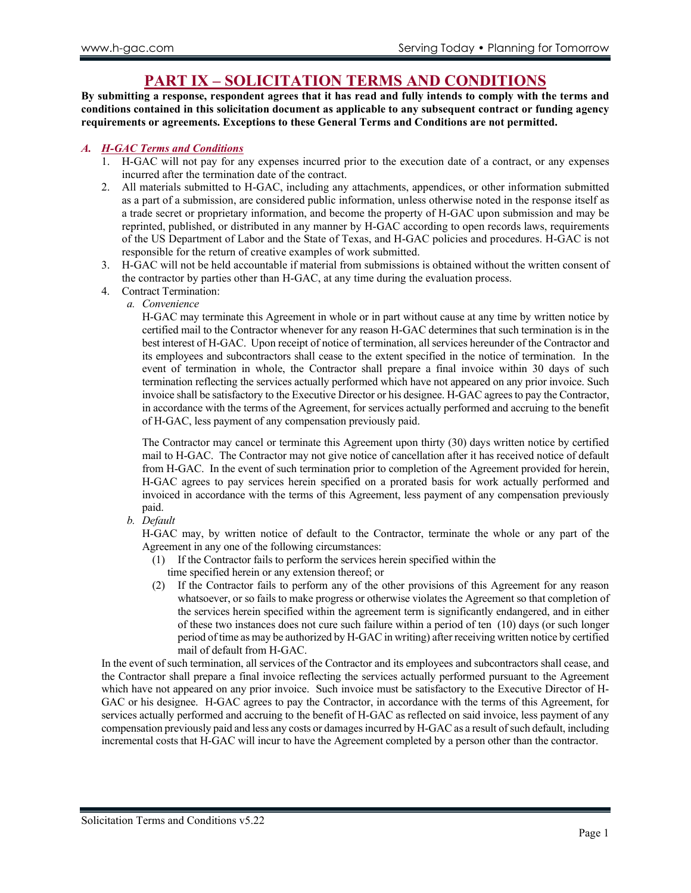# PART IX – SOLICITATION TERMS AND CONDITIONS

**By submitting a response, respondent agrees that it has read and fully intends to comply with the terms and conditions contained in this solicitation document as applicable to any subsequent contract or funding agency requirements or agreements. Exceptions to these General Terms and Conditions are not permitted.**

## *A. H-GAC Terms and Conditions*

1. H-GAC will not pay for any expenses incurred prior to the execution date of a contract, or any expenses incurred after the termination date of the contract.
2. All materials submitted to H-GAC, including any attachments, appendices, or other information submitted as a part of a submission, are considered public information, unless otherwise noted in the response itself as a trade secret or proprietary information, and become the property of H-GAC upon submission and may be reprinted, published, or distributed in any manner by H-GAC according to open records laws, requirements of the US Department of Labor and the State of Texas, and H-GAC policies and procedures. H-GAC is not responsible for the return of creative examples of work submitted.
3. H-GAC will not be held accountable if material from submissions is obtained without the written consent of the contractor by parties other than H-GAC, at any time during the evaluation process.
4. Contract Termination:
   *a. Convenience*

   H-GAC may terminate this Agreement in whole or in part without cause at any time by written notice by certified mail to the Contractor whenever for any reason H-GAC determines that such termination is in the best interest of H-GAC. Upon receipt of notice of termination, all services hereunder of the Contractor and its employees and subcontractors shall cease to the extent specified in the notice of termination. In the event of termination in whole, the Contractor shall prepare a final invoice within 30 days of such termination reflecting the services actually performed which have not appeared on any prior invoice. Such invoice shall be satisfactory to the Executive Director or his designee. H-GAC agrees to pay the Contractor, in accordance with the terms of the Agreement, for services actually performed and accruing to the benefit of H-GAC, less payment of any compensation previously paid.

   The Contractor may cancel or terminate this Agreement upon thirty (30) days written notice by certified mail to H-GAC. The Contractor may not give notice of cancellation after it has received notice of default from H-GAC. In the event of such termination prior to completion of the Agreement provided for herein, H-GAC agrees to pay services herein specified on a prorated basis for work actually performed and invoiced in accordance with the terms of this Agreement, less payment of any compensation previously paid.

   *b. Default*

   H-GAC may, by written notice of default to the Contractor, terminate the whole or any part of the Agreement in any one of the following circumstances:

   (1) If the Contractor fails to perform the services herein specified within the time specified herein or any extension thereof; or

   (2) If the Contractor fails to perform any of the other provisions of this Agreement for any reason whatsoever, or so fails to make progress or otherwise violates the Agreement so that completion of the services herein specified within the agreement term is significantly endangered, and in either of these two instances does not cure such failure within a period of ten (10) days (or such longer period of time as may be authorized by H-GAC in writing) after receiving written notice by certified mail of default from H-GAC.

In the event of such termination, all services of the Contractor and its employees and subcontractors shall cease, and the Contractor shall prepare a final invoice reflecting the services actually performed pursuant to the Agreement which have not appeared on any prior invoice. Such invoice must be satisfactory to the Executive Director of H-GAC or his designee. H-GAC agrees to pay the Contractor, in accordance with the terms of this Agreement, for services actually performed and accruing to the benefit of H-GAC as reflected on said invoice, less payment of any compensation previously paid and less any costs or damages incurred by H-GAC as a result of such default, including incremental costs that H-GAC will incur to have the Agreement completed by a person other than the contractor.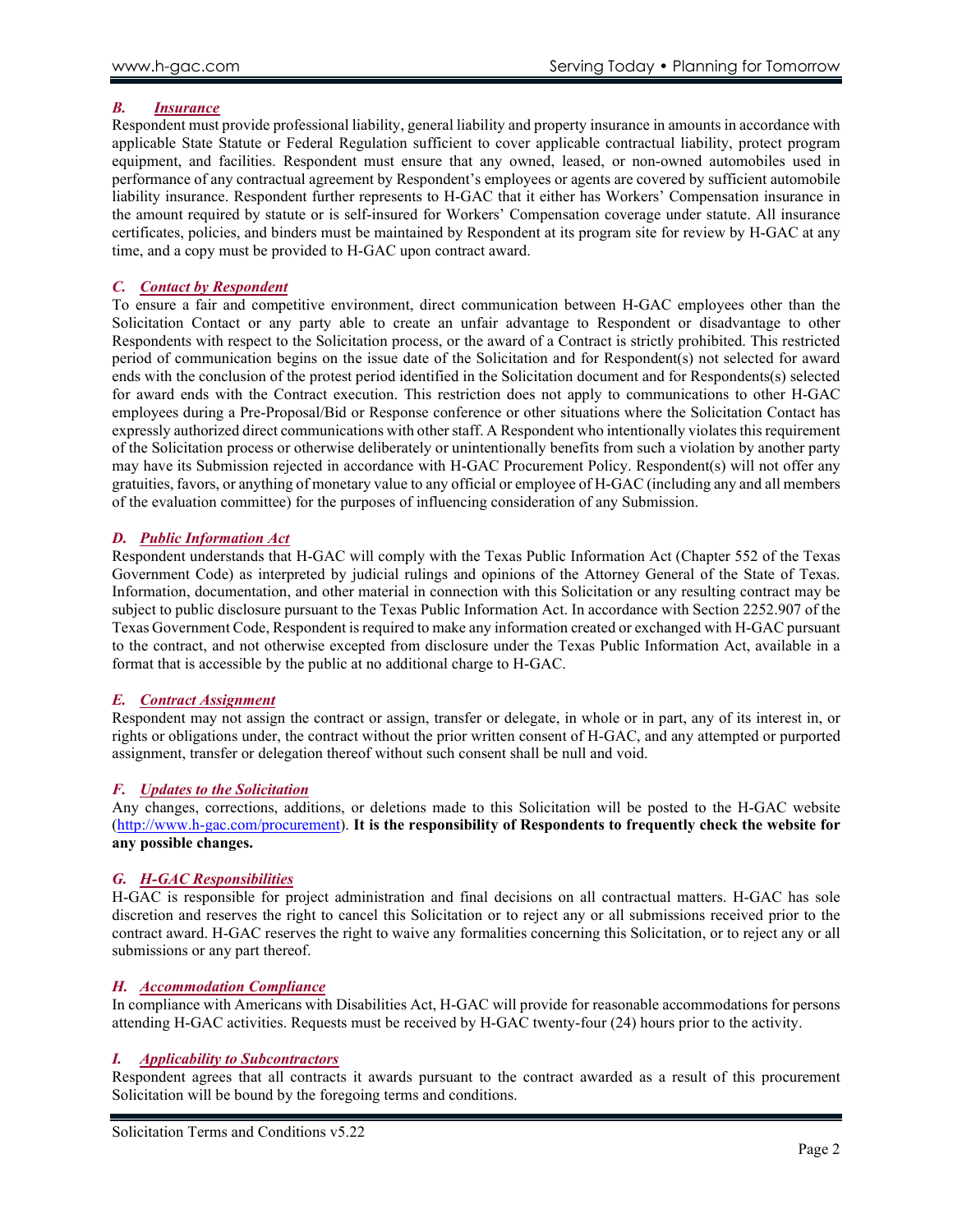### *B. Insurance*

Respondent must provide professional liability, general liability and property insurance in amounts in accordance with applicable State Statute or Federal Regulation sufficient to cover applicable contractual liability, protect program equipment, and facilities. Respondent must ensure that any owned, leased, or non-owned automobiles used in performance of any contractual agreement by Respondent's employees or agents are covered by sufficient automobile liability insurance. Respondent further represents to H-GAC that it either has Workers' Compensation insurance in the amount required by statute or is self-insured for Workers' Compensation coverage under statute. All insurance certificates, policies, and binders must be maintained by Respondent at its program site for review by H-GAC at any time, and a copy must be provided to H-GAC upon contract award.

### *C. Contact by Respondent*

To ensure a fair and competitive environment, direct communication between H-GAC employees other than the Solicitation Contact or any party able to create an unfair advantage to Respondent or disadvantage to other Respondents with respect to the Solicitation process, or the award of a Contract is strictly prohibited. This restricted period of communication begins on the issue date of the Solicitation and for Respondent(s) not selected for award ends with the conclusion of the protest period identified in the Solicitation document and for Respondents(s) selected for award ends with the Contract execution. This restriction does not apply to communications to other H-GAC employees during a Pre-Proposal/Bid or Response conference or other situations where the Solicitation Contact has expressly authorized direct communications with other staff. A Respondent who intentionally violates this requirement of the Solicitation process or otherwise deliberately or unintentionally benefits from such a violation by another party may have its Submission rejected in accordance with H-GAC Procurement Policy. Respondent(s) will not offer any gratuities, favors, or anything of monetary value to any official or employee of H-GAC (including any and all members of the evaluation committee) for the purposes of influencing consideration of any Submission.

### *D. Public Information Act*

Respondent understands that H-GAC will comply with the Texas Public Information Act (Chapter 552 of the Texas Government Code) as interpreted by judicial rulings and opinions of the Attorney General of the State of Texas. Information, documentation, and other material in connection with this Solicitation or any resulting contract may be subject to public disclosure pursuant to the Texas Public Information Act. In accordance with Section 2252.907 of the Texas Government Code, Respondent is required to make any information created or exchanged with H-GAC pursuant to the contract, and not otherwise excepted from disclosure under the Texas Public Information Act, available in a format that is accessible by the public at no additional charge to H-GAC.

### *E. Contract Assignment*

Respondent may not assign the contract or assign, transfer or delegate, in whole or in part, any of its interest in, or rights or obligations under, the contract without the prior written consent of H-GAC, and any attempted or purported assignment, transfer or delegation thereof without such consent shall be null and void.

### *F. Updates to the Solicitation*

Any changes, corrections, additions, or deletions made to this Solicitation will be posted to the H-GAC website (http://www.h-gac.com/procurement). **It is the responsibility of Respondents to frequently check the website for any possible changes.**

### *G. H-GAC Responsibilities*

H-GAC is responsible for project administration and final decisions on all contractual matters. H-GAC has sole discretion and reserves the right to cancel this Solicitation or to reject any or all submissions received prior to the contract award. H-GAC reserves the right to waive any formalities concerning this Solicitation, or to reject any or all submissions or any part thereof.

### *H. Accommodation Compliance*

In compliance with Americans with Disabilities Act, H-GAC will provide for reasonable accommodations for persons attending H-GAC activities. Requests must be received by H-GAC twenty-four (24) hours prior to the activity.

### *I. Applicability to Subcontractors*

Respondent agrees that all contracts it awards pursuant to the contract awarded as a result of this procurement Solicitation will be bound by the foregoing terms and conditions.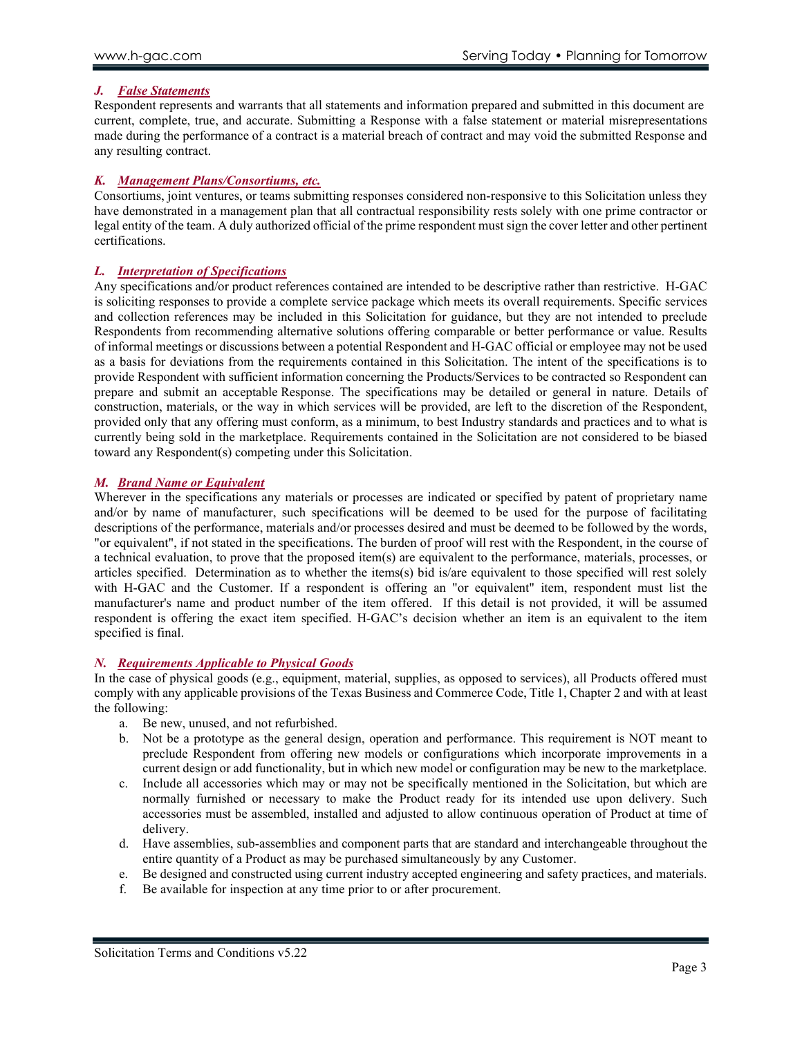### *J. False Statements*

Respondent represents and warrants that all statements and information prepared and submitted in this document are current, complete, true, and accurate. Submitting a Response with a false statement or material misrepresentations made during the performance of a contract is a material breach of contract and may void the submitted Response and any resulting contract.

### *K. Management Plans/Consortiums, etc.*

Consortiums, joint ventures, or teams submitting responses considered non-responsive to this Solicitation unless they have demonstrated in a management plan that all contractual responsibility rests solely with one prime contractor or legal entity of the team. A duly authorized official of the prime respondent must sign the cover letter and other pertinent certifications.

### *L. Interpretation of Specifications*

Any specifications and/or product references contained are intended to be descriptive rather than restrictive. H-GAC is soliciting responses to provide a complete service package which meets its overall requirements. Specific services and collection references may be included in this Solicitation for guidance, but they are not intended to preclude Respondents from recommending alternative solutions offering comparable or better performance or value. Results of informal meetings or discussions between a potential Respondent and H-GAC official or employee may not be used as a basis for deviations from the requirements contained in this Solicitation. The intent of the specifications is to provide Respondent with sufficient information concerning the Products/Services to be contracted so Respondent can prepare and submit an acceptable Response. The specifications may be detailed or general in nature. Details of construction, materials, or the way in which services will be provided, are left to the discretion of the Respondent, provided only that any offering must conform, as a minimum, to best Industry standards and practices and to what is currently being sold in the marketplace. Requirements contained in the Solicitation are not considered to be biased toward any Respondent(s) competing under this Solicitation.

### *M. Brand Name or Equivalent*

Wherever in the specifications any materials or processes are indicated or specified by patent of proprietary name and/or by name of manufacturer, such specifications will be deemed to be used for the purpose of facilitating descriptions of the performance, materials and/or processes desired and must be deemed to be followed by the words, "or equivalent", if not stated in the specifications. The burden of proof will rest with the Respondent, in the course of a technical evaluation, to prove that the proposed item(s) are equivalent to the performance, materials, processes, or articles specified. Determination as to whether the items(s) bid is/are equivalent to those specified will rest solely with H-GAC and the Customer. If a respondent is offering an "or equivalent" item, respondent must list the manufacturer's name and product number of the item offered. If this detail is not provided, it will be assumed respondent is offering the exact item specified. H-GAC's decision whether an item is an equivalent to the item specified is final.

### *N. Requirements Applicable to Physical Goods*

In the case of physical goods (e.g., equipment, material, supplies, as opposed to services), all Products offered must comply with any applicable provisions of the Texas Business and Commerce Code, Title 1, Chapter 2 and with at least the following:

a. Be new, unused, and not refurbished.
b. Not be a prototype as the general design, operation and performance. This requirement is NOT meant to preclude Respondent from offering new models or configurations which incorporate improvements in a current design or add functionality, but in which new model or configuration may be new to the marketplace.
c. Include all accessories which may or may not be specifically mentioned in the Solicitation, but which are normally furnished or necessary to make the Product ready for its intended use upon delivery. Such accessories must be assembled, installed and adjusted to allow continuous operation of Product at time of delivery.
d. Have assemblies, sub-assemblies and component parts that are standard and interchangeable throughout the entire quantity of a Product as may be purchased simultaneously by any Customer.
e. Be designed and constructed using current industry accepted engineering and safety practices, and materials.
f. Be available for inspection at any time prior to or after procurement.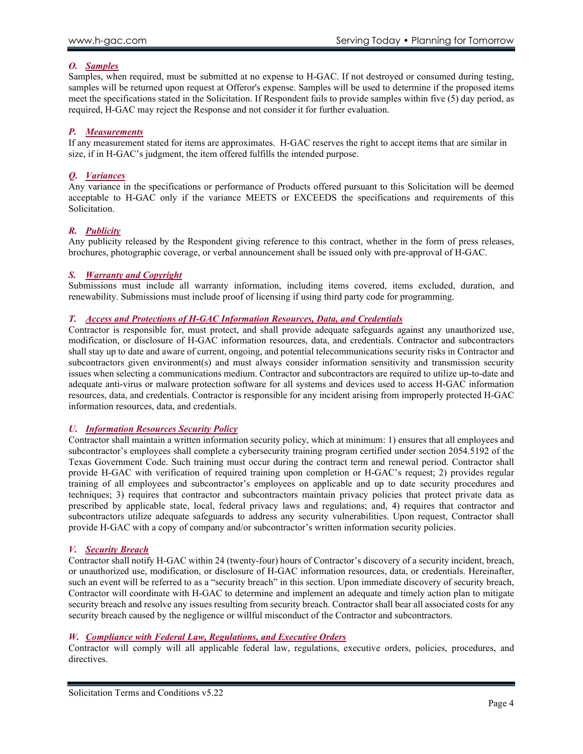### *O. Samples*

Samples, when required, must be submitted at no expense to H-GAC. If not destroyed or consumed during testing, samples will be returned upon request at Offeror's expense. Samples will be used to determine if the proposed items meet the specifications stated in the Solicitation. If Respondent fails to provide samples within five (5) day period, as required, H-GAC may reject the Response and not consider it for further evaluation.

### *P. Measurements*

If any measurement stated for items are approximates. H-GAC reserves the right to accept items that are similar in size, if in H-GAC's judgment, the item offered fulfills the intended purpose.

### *Q. Variances*

Any variance in the specifications or performance of Products offered pursuant to this Solicitation will be deemed acceptable to H-GAC only if the variance MEETS or EXCEEDS the specifications and requirements of this Solicitation.

### *R. Publicity*

Any publicity released by the Respondent giving reference to this contract, whether in the form of press releases, brochures, photographic coverage, or verbal announcement shall be issued only with pre-approval of H-GAC.

### *S. Warranty and Copyright*

Submissions must include all warranty information, including items covered, items excluded, duration, and renewability. Submissions must include proof of licensing if using third party code for programming.

### *T. Access and Protections of H-GAC Information Resources, Data, and Credentials*

Contractor is responsible for, must protect, and shall provide adequate safeguards against any unauthorized use, modification, or disclosure of H-GAC information resources, data, and credentials. Contractor and subcontractors shall stay up to date and aware of current, ongoing, and potential telecommunications security risks in Contractor and subcontractors given environment(s) and must always consider information sensitivity and transmission security issues when selecting a communications medium. Contractor and subcontractors are required to utilize up-to-date and adequate anti-virus or malware protection software for all systems and devices used to access H-GAC information resources, data, and credentials. Contractor is responsible for any incident arising from improperly protected H-GAC information resources, data, and credentials.

### *U. Information Resources Security Policy*

Contractor shall maintain a written information security policy, which at minimum: 1) ensures that all employees and subcontractor's employees shall complete a cybersecurity training program certified under section 2054.5192 of the Texas Government Code. Such training must occur during the contract term and renewal period. Contractor shall provide H-GAC with verification of required training upon completion or H-GAC's request; 2) provides regular training of all employees and subcontractor's employees on applicable and up to date security procedures and techniques; 3) requires that contractor and subcontractors maintain privacy policies that protect private data as prescribed by applicable state, local, federal privacy laws and regulations; and, 4) requires that contractor and subcontractors utilize adequate safeguards to address any security vulnerabilities. Upon request, Contractor shall provide H-GAC with a copy of company and/or subcontractor's written information security policies.

### *V. Security Breach*

Contractor shall notify H-GAC within 24 (twenty-four) hours of Contractor's discovery of a security incident, breach, or unauthorized use, modification, or disclosure of H-GAC information resources, data, or credentials. Hereinafter, such an event will be referred to as a "security breach" in this section. Upon immediate discovery of security breach, Contractor will coordinate with H-GAC to determine and implement an adequate and timely action plan to mitigate security breach and resolve any issues resulting from security breach. Contractor shall bear all associated costs for any security breach caused by the negligence or willful misconduct of the Contractor and subcontractors.

### *W. Compliance with Federal Law, Regulations, and Executive Orders*

Contractor will comply will all applicable federal law, regulations, executive orders, policies, procedures, and directives.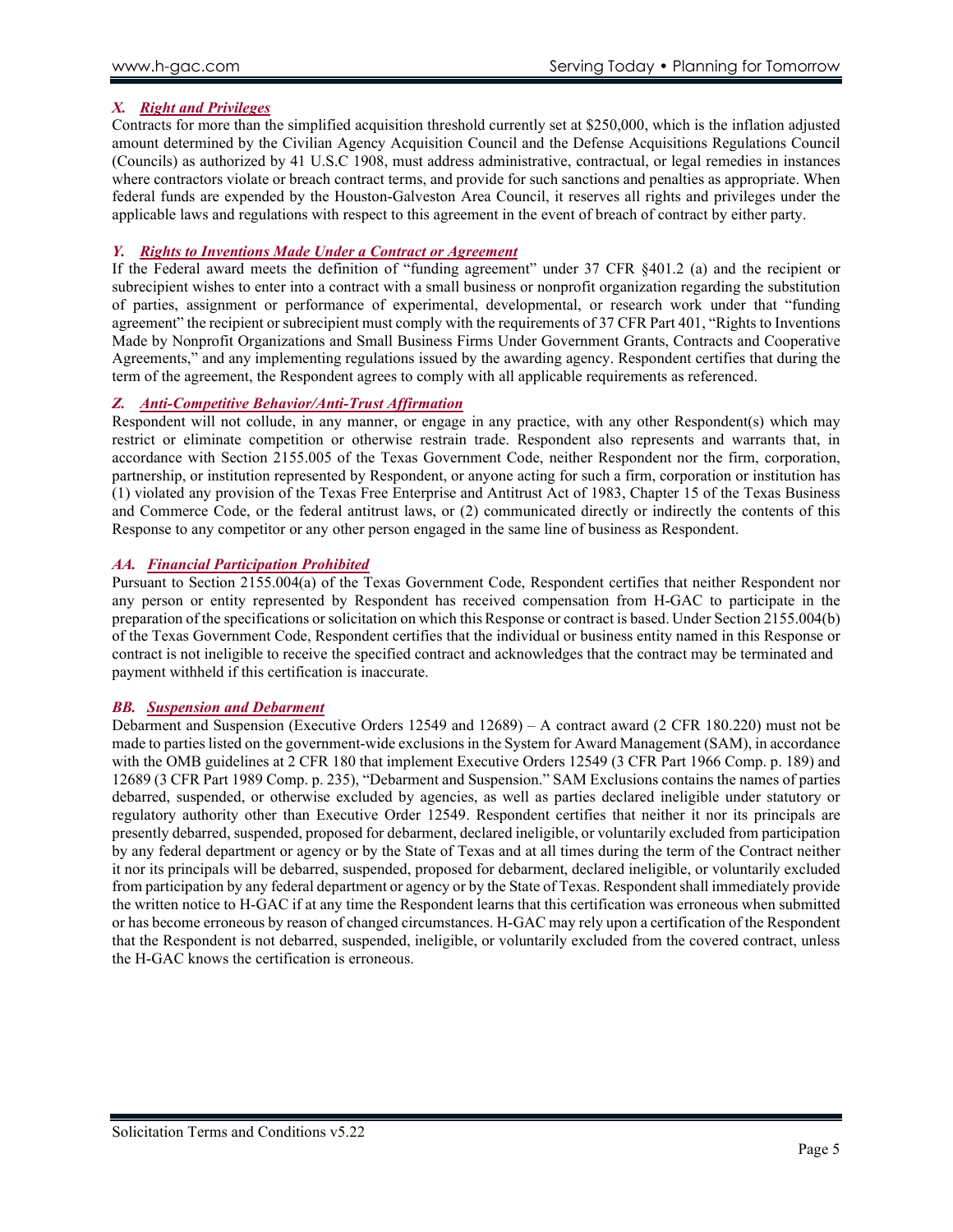### *X. Right and Privileges*

Contracts for more than the simplified acquisition threshold currently set at $250,000, which is the inflation adjusted amount determined by the Civilian Agency Acquisition Council and the Defense Acquisitions Regulations Council (Councils) as authorized by 41 U.S.C 1908, must address administrative, contractual, or legal remedies in instances where contractors violate or breach contract terms, and provide for such sanctions and penalties as appropriate. When federal funds are expended by the Houston-Galveston Area Council, it reserves all rights and privileges under the applicable laws and regulations with respect to this agreement in the event of breach of contract by either party.

### *Y. Rights to Inventions Made Under a Contract or Agreement*

If the Federal award meets the definition of "funding agreement" under 37 CFR §401.2 (a) and the recipient or subrecipient wishes to enter into a contract with a small business or nonprofit organization regarding the substitution of parties, assignment or performance of experimental, developmental, or research work under that "funding agreement" the recipient or subrecipient must comply with the requirements of 37 CFR Part 401, "Rights to Inventions Made by Nonprofit Organizations and Small Business Firms Under Government Grants, Contracts and Cooperative Agreements," and any implementing regulations issued by the awarding agency. Respondent certifies that during the term of the agreement, the Respondent agrees to comply with all applicable requirements as referenced.

### *Z. Anti-Competitive Behavior/Anti-Trust Affirmation*

Respondent will not collude, in any manner, or engage in any practice, with any other Respondent(s) which may restrict or eliminate competition or otherwise restrain trade. Respondent also represents and warrants that, in accordance with Section 2155.005 of the Texas Government Code, neither Respondent nor the firm, corporation, partnership, or institution represented by Respondent, or anyone acting for such a firm, corporation or institution has (1) violated any provision of the Texas Free Enterprise and Antitrust Act of 1983, Chapter 15 of the Texas Business and Commerce Code, or the federal antitrust laws, or (2) communicated directly or indirectly the contents of this Response to any competitor or any other person engaged in the same line of business as Respondent.

### *AA. Financial Participation Prohibited*

Pursuant to Section 2155.004(a) of the Texas Government Code, Respondent certifies that neither Respondent nor any person or entity represented by Respondent has received compensation from H-GAC to participate in the preparation of the specifications or solicitation on which this Response or contract is based. Under Section 2155.004(b) of the Texas Government Code, Respondent certifies that the individual or business entity named in this Response or contract is not ineligible to receive the specified contract and acknowledges that the contract may be terminated and payment withheld if this certification is inaccurate.

### *BB. Suspension and Debarment*

Debarment and Suspension (Executive Orders 12549 and 12689) – A contract award (2 CFR 180.220) must not be made to parties listed on the government-wide exclusions in the System for Award Management (SAM), in accordance with the OMB guidelines at 2 CFR 180 that implement Executive Orders 12549 (3 CFR Part 1966 Comp. p. 189) and 12689 (3 CFR Part 1989 Comp. p. 235), "Debarment and Suspension." SAM Exclusions contains the names of parties debarred, suspended, or otherwise excluded by agencies, as well as parties declared ineligible under statutory or regulatory authority other than Executive Order 12549. Respondent certifies that neither it nor its principals are presently debarred, suspended, proposed for debarment, declared ineligible, or voluntarily excluded from participation by any federal department or agency or by the State of Texas and at all times during the term of the Contract neither it nor its principals will be debarred, suspended, proposed for debarment, declared ineligible, or voluntarily excluded from participation by any federal department or agency or by the State of Texas. Respondent shall immediately provide the written notice to H-GAC if at any time the Respondent learns that this certification was erroneous when submitted or has become erroneous by reason of changed circumstances. H-GAC may rely upon a certification of the Respondent that the Respondent is not debarred, suspended, ineligible, or voluntarily excluded from the covered contract, unless the H-GAC knows the certification is erroneous.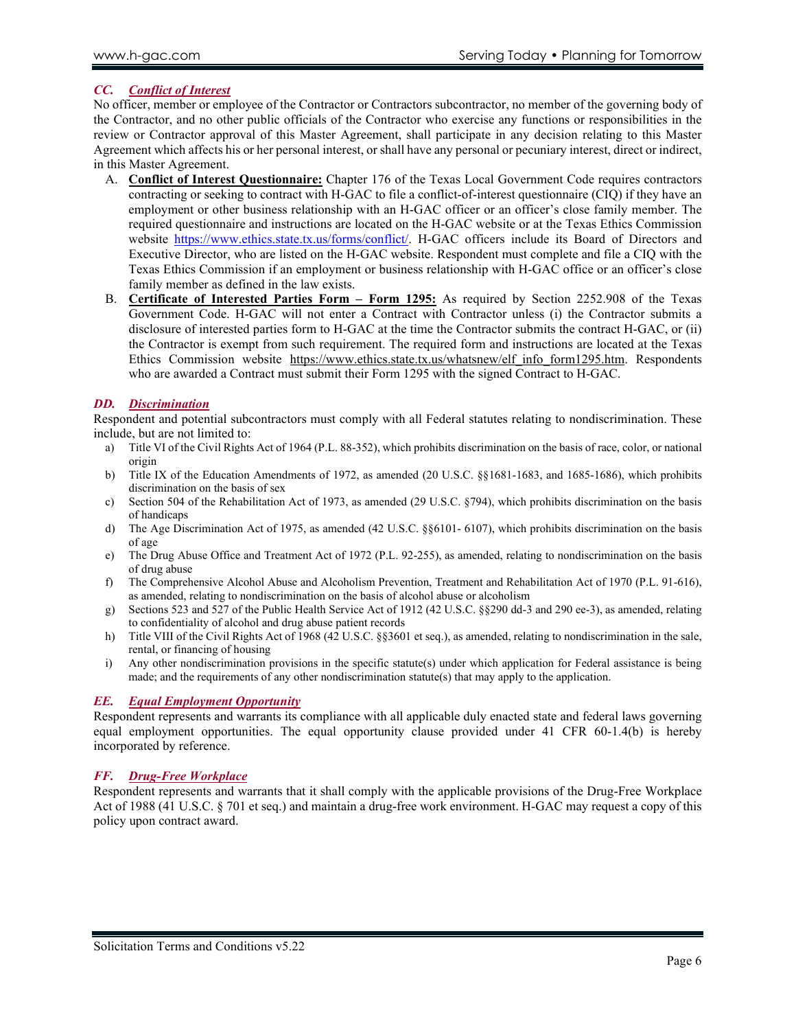### *CC. Conflict of Interest*

No officer, member or employee of the Contractor or Contractors subcontractor, no member of the governing body of the Contractor, and no other public officials of the Contractor who exercise any functions or responsibilities in the review or Contractor approval of this Master Agreement, shall participate in any decision relating to this Master Agreement which affects his or her personal interest, or shall have any personal or pecuniary interest, direct or indirect, in this Master Agreement.

A. **Conflict of Interest Questionnaire:** Chapter 176 of the Texas Local Government Code requires contractors contracting or seeking to contract with H-GAC to file a conflict-of-interest questionnaire (CIQ) if they have an employment or other business relationship with an H-GAC officer or an officer's close family member. The required questionnaire and instructions are located on the H-GAC website or at the Texas Ethics Commission website https://www.ethics.state.tx.us/forms/conflict/. H-GAC officers include its Board of Directors and Executive Director, who are listed on the H-GAC website. Respondent must complete and file a CIQ with the Texas Ethics Commission if an employment or business relationship with H-GAC office or an officer's close family member as defined in the law exists.

B. **Certificate of Interested Parties Form – Form 1295:** As required by Section 2252.908 of the Texas Government Code. H-GAC will not enter a Contract with Contractor unless (i) the Contractor submits a disclosure of interested parties form to H-GAC at the time the Contractor submits the contract H-GAC, or (ii) the Contractor is exempt from such requirement. The required form and instructions are located at the Texas Ethics Commission website https://www.ethics.state.tx.us/whatsnew/elf_info_form1295.htm. Respondents who are awarded a Contract must submit their Form 1295 with the signed Contract to H-GAC.

### *DD. Discrimination*

Respondent and potential subcontractors must comply with all Federal statutes relating to nondiscrimination. These include, but are not limited to:

a) Title VI of the Civil Rights Act of 1964 (P.L. 88-352), which prohibits discrimination on the basis of race, color, or national origin
b) Title IX of the Education Amendments of 1972, as amended (20 U.S.C. §§1681-1683, and 1685-1686), which prohibits discrimination on the basis of sex
c) Section 504 of the Rehabilitation Act of 1973, as amended (29 U.S.C. §794), which prohibits discrimination on the basis of handicaps
d) The Age Discrimination Act of 1975, as amended (42 U.S.C. §§6101- 6107), which prohibits discrimination on the basis of age
e) The Drug Abuse Office and Treatment Act of 1972 (P.L. 92-255), as amended, relating to nondiscrimination on the basis of drug abuse
f) The Comprehensive Alcohol Abuse and Alcoholism Prevention, Treatment and Rehabilitation Act of 1970 (P.L. 91-616), as amended, relating to nondiscrimination on the basis of alcohol abuse or alcoholism
g) Sections 523 and 527 of the Public Health Service Act of 1912 (42 U.S.C. §§290 dd-3 and 290 ee-3), as amended, relating to confidentiality of alcohol and drug abuse patient records
h) Title VIII of the Civil Rights Act of 1968 (42 U.S.C. §§3601 et seq.), as amended, relating to nondiscrimination in the sale, rental, or financing of housing
i) Any other nondiscrimination provisions in the specific statute(s) under which application for Federal assistance is being made; and the requirements of any other nondiscrimination statute(s) that may apply to the application.

### *EE. Equal Employment Opportunity*

Respondent represents and warrants its compliance with all applicable duly enacted state and federal laws governing equal employment opportunities. The equal opportunity clause provided under 41 CFR 60-1.4(b) is hereby incorporated by reference.

### *FF. Drug-Free Workplace*

Respondent represents and warrants that it shall comply with the applicable provisions of the Drug-Free Workplace Act of 1988 (41 U.S.C. § 701 et seq.) and maintain a drug-free work environment. H-GAC may request a copy of this policy upon contract award.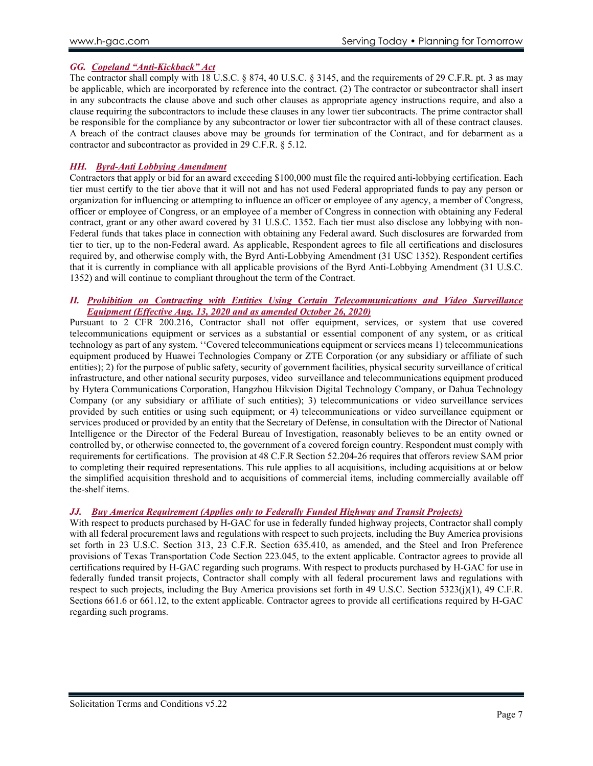### *GG. Copeland "Anti-Kickback" Act*

The contractor shall comply with 18 U.S.C. § 874, 40 U.S.C. § 3145, and the requirements of 29 C.F.R. pt. 3 as may be applicable, which are incorporated by reference into the contract. (2) The contractor or subcontractor shall insert in any subcontracts the clause above and such other clauses as appropriate agency instructions require, and also a clause requiring the subcontractors to include these clauses in any lower tier subcontracts. The prime contractor shall be responsible for the compliance by any subcontractor or lower tier subcontractor with all of these contract clauses. A breach of the contract clauses above may be grounds for termination of the Contract, and for debarment as a contractor and subcontractor as provided in 29 C.F.R. § 5.12.

### *HH. Byrd-Anti Lobbying Amendment*

Contractors that apply or bid for an award exceeding $100,000 must file the required anti-lobbying certification. Each tier must certify to the tier above that it will not and has not used Federal appropriated funds to pay any person or organization for influencing or attempting to influence an officer or employee of any agency, a member of Congress, officer or employee of Congress, or an employee of a member of Congress in connection with obtaining any Federal contract, grant or any other award covered by 31 U.S.C. 1352. Each tier must also disclose any lobbying with non-Federal funds that takes place in connection with obtaining any Federal award. Such disclosures are forwarded from tier to tier, up to the non-Federal award. As applicable, Respondent agrees to file all certifications and disclosures required by, and otherwise comply with, the Byrd Anti-Lobbying Amendment (31 USC 1352). Respondent certifies that it is currently in compliance with all applicable provisions of the Byrd Anti-Lobbying Amendment (31 U.S.C. 1352) and will continue to compliant throughout the term of the Contract.

### *II. Prohibition on Contracting with Entities Using Certain Telecommunications and Video Surveillance Equipment (Effective Aug. 13, 2020 and as amended October 26, 2020)*

Pursuant to 2 CFR 200.216, Contractor shall not offer equipment, services, or system that use covered telecommunications equipment or services as a substantial or essential component of any system, or as critical technology as part of any system. ''Covered telecommunications equipment or services means 1) telecommunications equipment produced by Huawei Technologies Company or ZTE Corporation (or any subsidiary or affiliate of such entities); 2) for the purpose of public safety, security of government facilities, physical security surveillance of critical infrastructure, and other national security purposes, video surveillance and telecommunications equipment produced by Hytera Communications Corporation, Hangzhou Hikvision Digital Technology Company, or Dahua Technology Company (or any subsidiary or affiliate of such entities); 3) telecommunications or video surveillance services provided by such entities or using such equipment; or 4) telecommunications or video surveillance equipment or services produced or provided by an entity that the Secretary of Defense, in consultation with the Director of National Intelligence or the Director of the Federal Bureau of Investigation, reasonably believes to be an entity owned or controlled by, or otherwise connected to, the government of a covered foreign country. Respondent must comply with requirements for certifications. The provision at 48 C.F.R Section 52.204-26 requires that offerors review SAM prior to completing their required representations. This rule applies to all acquisitions, including acquisitions at or below the simplified acquisition threshold and to acquisitions of commercial items, including commercially available off the-shelf items.

### *JJ. Buy America Requirement (Applies only to Federally Funded Highway and Transit Projects)*

With respect to products purchased by H-GAC for use in federally funded highway projects, Contractor shall comply with all federal procurement laws and regulations with respect to such projects, including the Buy America provisions set forth in 23 U.S.C. Section 313, 23 C.F.R. Section 635.410, as amended, and the Steel and Iron Preference provisions of Texas Transportation Code Section 223.045, to the extent applicable. Contractor agrees to provide all certifications required by H-GAC regarding such programs. With respect to products purchased by H-GAC for use in federally funded transit projects, Contractor shall comply with all federal procurement laws and regulations with respect to such projects, including the Buy America provisions set forth in 49 U.S.C. Section 5323(j)(1), 49 C.F.R. Sections 661.6 or 661.12, to the extent applicable. Contractor agrees to provide all certifications required by H-GAC regarding such programs.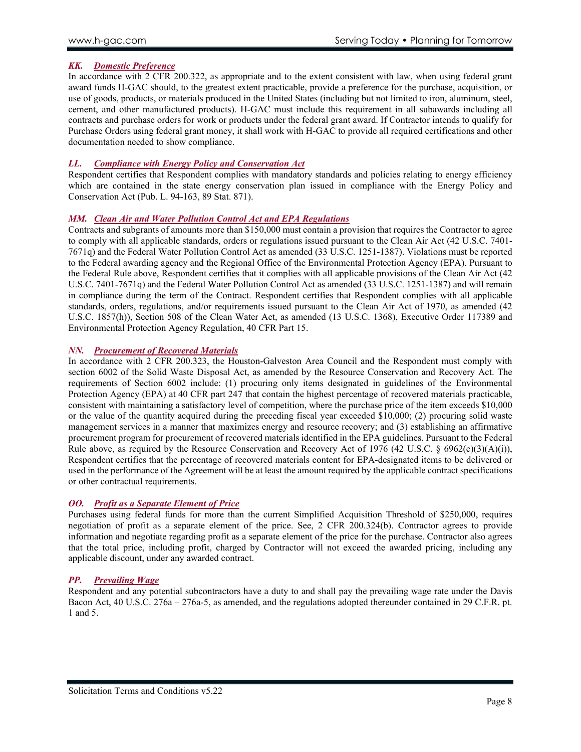### *KK. Domestic Preference*

In accordance with 2 CFR 200.322, as appropriate and to the extent consistent with law, when using federal grant award funds H-GAC should, to the greatest extent practicable, provide a preference for the purchase, acquisition, or use of goods, products, or materials produced in the United States (including but not limited to iron, aluminum, steel, cement, and other manufactured products). H-GAC must include this requirement in all subawards including all contracts and purchase orders for work or products under the federal grant award. If Contractor intends to qualify for Purchase Orders using federal grant money, it shall work with H-GAC to provide all required certifications and other documentation needed to show compliance.

### *LL. Compliance with Energy Policy and Conservation Act*

Respondent certifies that Respondent complies with mandatory standards and policies relating to energy efficiency which are contained in the state energy conservation plan issued in compliance with the Energy Policy and Conservation Act (Pub. L. 94-163, 89 Stat. 871).

### *MM. Clean Air and Water Pollution Control Act and EPA Regulations*

Contracts and subgrants of amounts more than $150,000 must contain a provision that requires the Contractor to agree to comply with all applicable standards, orders or regulations issued pursuant to the Clean Air Act (42 U.S.C. 7401-7671q) and the Federal Water Pollution Control Act as amended (33 U.S.C. 1251-1387). Violations must be reported to the Federal awarding agency and the Regional Office of the Environmental Protection Agency (EPA). Pursuant to the Federal Rule above, Respondent certifies that it complies with all applicable provisions of the Clean Air Act (42 U.S.C. 7401-7671q) and the Federal Water Pollution Control Act as amended (33 U.S.C. 1251-1387) and will remain in compliance during the term of the Contract. Respondent certifies that Respondent complies with all applicable standards, orders, regulations, and/or requirements issued pursuant to the Clean Air Act of 1970, as amended (42 U.S.C. 1857(h)), Section 508 of the Clean Water Act, as amended (13 U.S.C. 1368), Executive Order 117389 and Environmental Protection Agency Regulation, 40 CFR Part 15.

### *NN. Procurement of Recovered Materials*

In accordance with 2 CFR 200.323, the Houston-Galveston Area Council and the Respondent must comply with section 6002 of the Solid Waste Disposal Act, as amended by the Resource Conservation and Recovery Act. The requirements of Section 6002 include: (1) procuring only items designated in guidelines of the Environmental Protection Agency (EPA) at 40 CFR part 247 that contain the highest percentage of recovered materials practicable, consistent with maintaining a satisfactory level of competition, where the purchase price of the item exceeds $10,000 or the value of the quantity acquired during the preceding fiscal year exceeded $10,000; (2) procuring solid waste management services in a manner that maximizes energy and resource recovery; and (3) establishing an affirmative procurement program for procurement of recovered materials identified in the EPA guidelines. Pursuant to the Federal Rule above, as required by the Resource Conservation and Recovery Act of 1976 (42 U.S.C. § 6962(c)(3)(A)(i)), Respondent certifies that the percentage of recovered materials content for EPA-designated items to be delivered or used in the performance of the Agreement will be at least the amount required by the applicable contract specifications or other contractual requirements.

### *OO. Profit as a Separate Element of Price*

Purchases using federal funds for more than the current Simplified Acquisition Threshold of $250,000, requires negotiation of profit as a separate element of the price. See, 2 CFR 200.324(b). Contractor agrees to provide information and negotiate regarding profit as a separate element of the price for the purchase. Contractor also agrees that the total price, including profit, charged by Contractor will not exceed the awarded pricing, including any applicable discount, under any awarded contract.

### *PP. Prevailing Wage*

Respondent and any potential subcontractors have a duty to and shall pay the prevailing wage rate under the Davis Bacon Act, 40 U.S.C. 276a – 276a-5, as amended, and the regulations adopted thereunder contained in 29 C.F.R. pt. 1 and 5.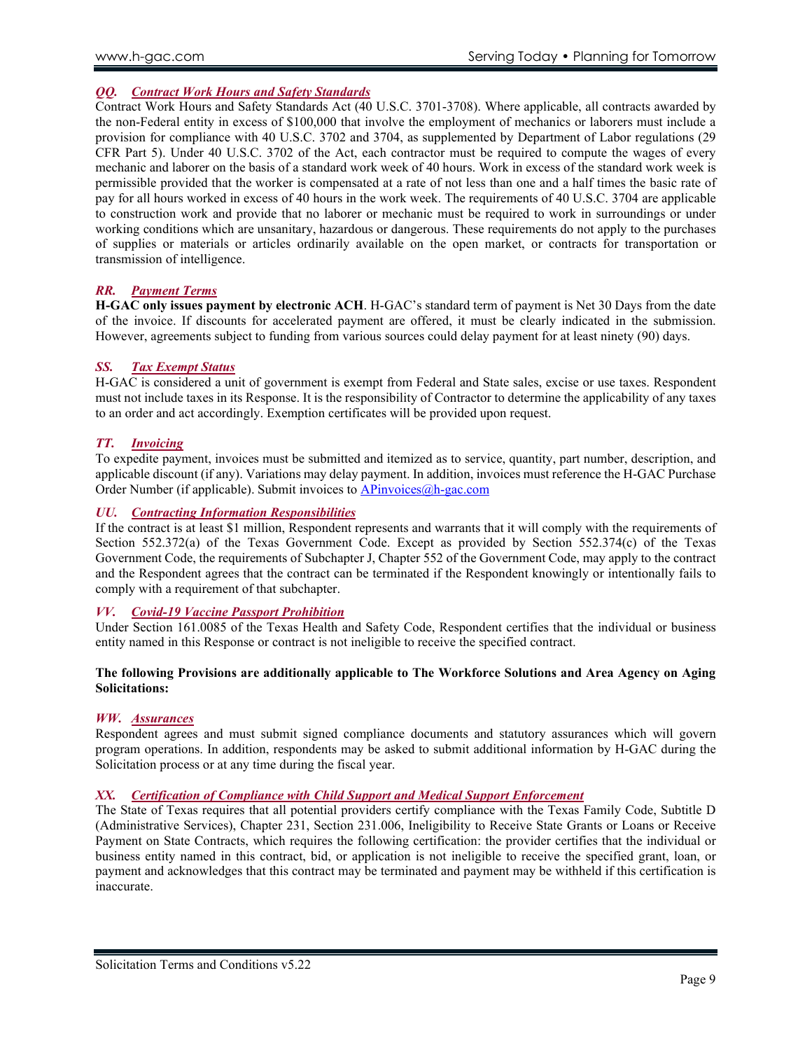### *QQ. Contract Work Hours and Safety Standards*

Contract Work Hours and Safety Standards Act (40 U.S.C. 3701-3708). Where applicable, all contracts awarded by the non-Federal entity in excess of $100,000 that involve the employment of mechanics or laborers must include a provision for compliance with 40 U.S.C. 3702 and 3704, as supplemented by Department of Labor regulations (29 CFR Part 5). Under 40 U.S.C. 3702 of the Act, each contractor must be required to compute the wages of every mechanic and laborer on the basis of a standard work week of 40 hours. Work in excess of the standard work week is permissible provided that the worker is compensated at a rate of not less than one and a half times the basic rate of pay for all hours worked in excess of 40 hours in the work week. The requirements of 40 U.S.C. 3704 are applicable to construction work and provide that no laborer or mechanic must be required to work in surroundings or under working conditions which are unsanitary, hazardous or dangerous. These requirements do not apply to the purchases of supplies or materials or articles ordinarily available on the open market, or contracts for transportation or transmission of intelligence.

### *RR. Payment Terms*

**H-GAC only issues payment by electronic ACH**. H-GAC's standard term of payment is Net 30 Days from the date of the invoice. If discounts for accelerated payment are offered, it must be clearly indicated in the submission. However, agreements subject to funding from various sources could delay payment for at least ninety (90) days.

### *SS. Tax Exempt Status*

H-GAC is considered a unit of government is exempt from Federal and State sales, excise or use taxes. Respondent must not include taxes in its Response. It is the responsibility of Contractor to determine the applicability of any taxes to an order and act accordingly. Exemption certificates will be provided upon request.

### *TT. Invoicing*

To expedite payment, invoices must be submitted and itemized as to service, quantity, part number, description, and applicable discount (if any). Variations may delay payment. In addition, invoices must reference the H-GAC Purchase Order Number (if applicable). Submit invoices to APinvoices@h-gac.com

### *UU. Contracting Information Responsibilities*

If the contract is at least $1 million, Respondent represents and warrants that it will comply with the requirements of Section 552.372(a) of the Texas Government Code. Except as provided by Section 552.374(c) of the Texas Government Code, the requirements of Subchapter J, Chapter 552 of the Government Code, may apply to the contract and the Respondent agrees that the contract can be terminated if the Respondent knowingly or intentionally fails to comply with a requirement of that subchapter.

### *VV. Covid-19 Vaccine Passport Prohibition*

Under Section 161.0085 of the Texas Health and Safety Code, Respondent certifies that the individual or business entity named in this Response or contract is not ineligible to receive the specified contract.

**The following Provisions are additionally applicable to The Workforce Solutions and Area Agency on Aging Solicitations:**

### *WW. Assurances*

Respondent agrees and must submit signed compliance documents and statutory assurances which will govern program operations. In addition, respondents may be asked to submit additional information by H-GAC during the Solicitation process or at any time during the fiscal year.

### *XX. Certification of Compliance with Child Support and Medical Support Enforcement*

The State of Texas requires that all potential providers certify compliance with the Texas Family Code, Subtitle D (Administrative Services), Chapter 231, Section 231.006, Ineligibility to Receive State Grants or Loans or Receive Payment on State Contracts, which requires the following certification: the provider certifies that the individual or business entity named in this contract, bid, or application is not ineligible to receive the specified grant, loan, or payment and acknowledges that this contract may be terminated and payment may be withheld if this certification is inaccurate.